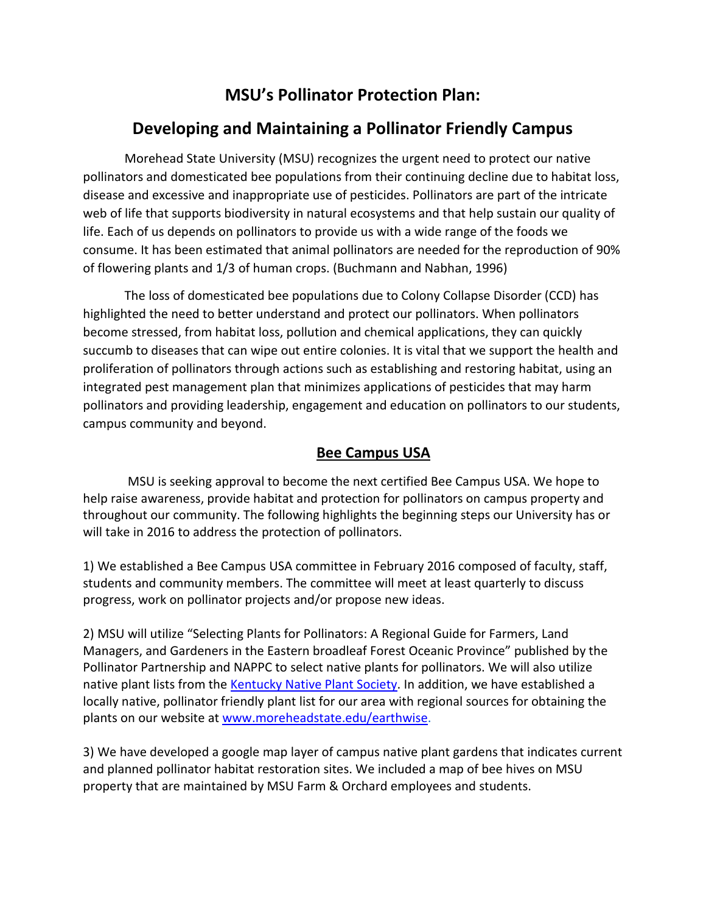# MSU's Pollinator Protection Plan:

# Developing and Maintaining a Pollinator Friendly Campus

Morehead State University (MSU) recognizes the urgent need to protect our native pollinators and domesticated bee populations from their continuing decline due to habitat loss, disease and excessive and inappropriate use of pesticides. Pollinators are part of the intricate web of life that supports biodiversity in natural ecosystems and that help sustain our quality of life. Each of us depends on pollinators to provide us with a wide range of the foods we consume. It has been estimated that animal pollinators are needed for the reproduction of 90% of flowering plants and 1/3 of human crops. (Buchmann and Nabhan, 1996)

The loss of domesticated bee populations due to Colony Collapse Disorder (CCD) has highlighted the need to better understand and protect our pollinators. When pollinators become stressed, from habitat loss, pollution and chemical applications, they can quickly succumb to diseases that can wipe out entire colonies. It is vital that we support the health and proliferation of pollinators through actions such as establishing and restoring habitat, using an integrated pest management plan that minimizes applications of pesticides that may harm pollinators and providing leadership, engagement and education on pollinators to our students, campus community and beyond.

## Bee Campus USA

MSU is seeking approval to become the next certified Bee Campus USA. We hope to help raise awareness, provide habitat and protection for pollinators on campus property and throughout our community. The following highlights the beginning steps our University has or will take in 2016 to address the protection of pollinators.

1) We established a Bee Campus USA committee in February 2016 composed of faculty, staff, students and community members. The committee will meet at least quarterly to discuss progress, work on pollinator projects and/or propose new ideas.

2) MSU will utilize "Selecting Plants for Pollinators: A Regional Guide for Farmers, Land Managers, and Gardeners in the Eastern broadleaf Forest Oceanic Province" published by the Pollinator Partnership and NAPPC to select native plants for pollinators. We will also utilize native plant lists from the Kentucky Native Plant Society. In addition, we have established a locally native, pollinator friendly plant list for our area with regional sources for obtaining the plants on our website at www.moreheadstate.edu/earthwise.

3) We have developed a google map layer of campus native plant gardens that indicates current and planned pollinator habitat restoration sites. We included a map of bee hives on MSU property that are maintained by MSU Farm & Orchard employees and students.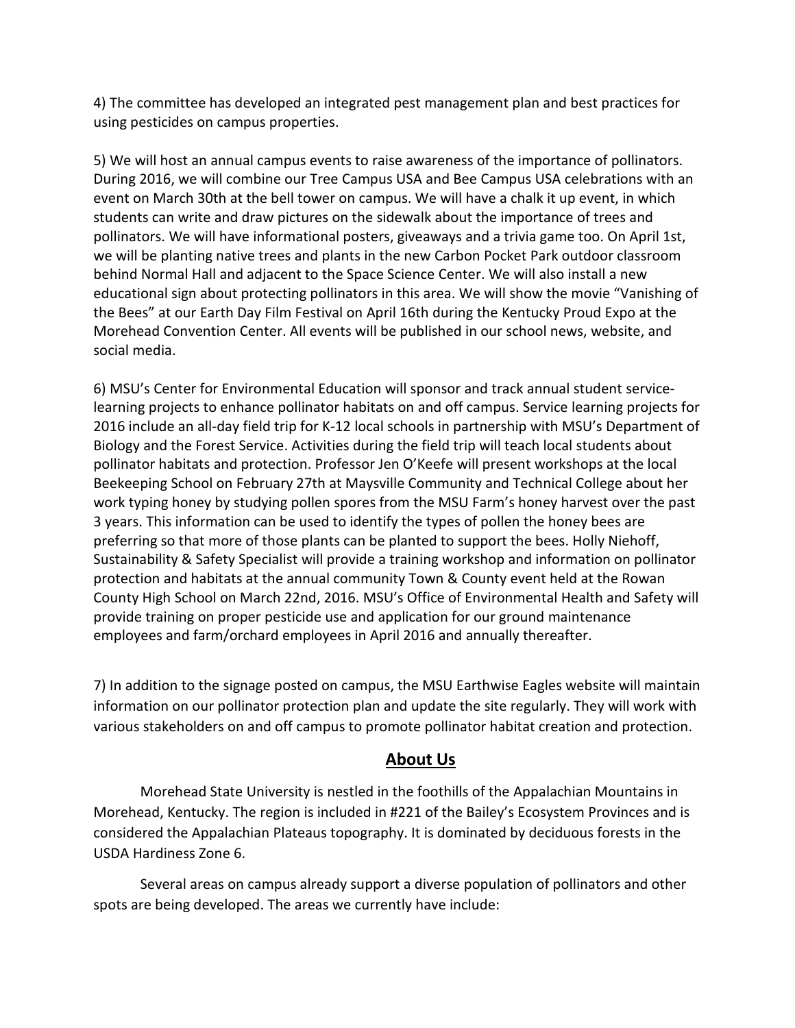4) The committee has developed an integrated pest management plan and best practices for using pesticides on campus properties.

5) We will host an annual campus events to raise awareness of the importance of pollinators. During 2016, we will combine our Tree Campus USA and Bee Campus USA celebrations with an event on March 30th at the bell tower on campus. We will have a chalk it up event, in which students can write and draw pictures on the sidewalk about the importance of trees and pollinators. We will have informational posters, giveaways and a trivia game too. On April 1st, we will be planting native trees and plants in the new Carbon Pocket Park outdoor classroom behind Normal Hall and adjacent to the Space Science Center. We will also install a new educational sign about protecting pollinators in this area. We will show the movie "Vanishing of the Bees" at our Earth Day Film Festival on April 16th during the Kentucky Proud Expo at the Morehead Convention Center. All events will be published in our school news, website, and social media.

6) MSU's Center for Environmental Education will sponsor and track annual student service-learning projects to enhance pollinator habitats on and off campus. Service learning projects for 2016 include an all-day field trip for K-12 local schools in partnership with MSU's Department of Biology and the Forest Service. Activities during the field trip will teach local students about pollinator habitats and protection. Professor Jen O'Keefe will present workshops at the local Beekeeping School on February 27th at Maysville Community and Technical College about her work typing honey by studying pollen spores from the MSU Farm's honey harvest over the past 3 years. This information can be used to identify the types of pollen the honey bees are preferring so that more of those plants can be planted to support the bees. Holly Niehoff, Sustainability & Safety Specialist will provide a training workshop and information on pollinator protection and habitats at the annual community Town & County event held at the Rowan County High School on March 22nd, 2016. MSU's Office of Environmental Health and Safety will provide training on proper pesticide use and application for our ground maintenance employees and farm/orchard employees in April 2016 and annually thereafter.

7) In addition to the signage posted on campus, the MSU Earthwise Eagles website will maintain information on our pollinator protection plan and update the site regularly. They will work with various stakeholders on and off campus to promote pollinator habitat creation and protection.

## About Us

Morehead State University is nestled in the foothills of the Appalachian Mountains in Morehead, Kentucky. The region is included in #221 of the Bailey's Ecosystem Provinces and is considered the Appalachian Plateaus topography. It is dominated by deciduous forests in the USDA Hardiness Zone 6.

Several areas on campus already support a diverse population of pollinators and other spots are being developed. The areas we currently have include: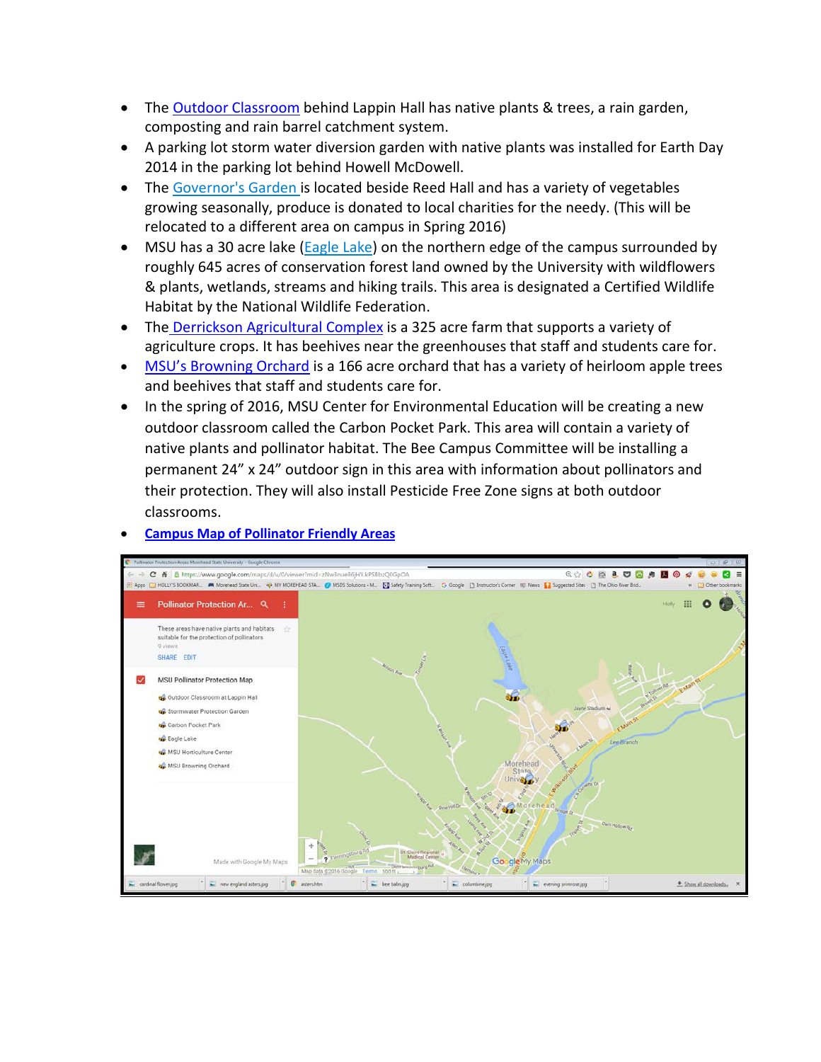- The Outdoor Classroom behind Lappin Hall has native plants & trees, a rain garden, composting and rain barrel catchment system.
- A parking lot storm water diversion garden with native plants was installed for Earth Day 2014 in the parking lot behind Howell McDowell.
- The Governor's Garden is located beside Reed Hall and has a variety of vegetables growing seasonally, produce is donated to local charities for the needy. (This will be relocated to a different area on campus in Spring 2016)
- MSU has a 30 acre lake (Eagle Lake) on the northern edge of the campus surrounded by roughly 645 acres of conservation forest land owned by the University with wildflowers & plants, wetlands, streams and hiking trails. This area is designated a Certified Wildlife Habitat by the National Wildlife Federation.
- The Derrickson Agricultural Complex is a 325 acre farm that supports a variety of agriculture crops. It has beehives near the greenhouses that staff and students care for.
- MSU's Browning Orchard is a 166 acre orchard that has a variety of heirloom apple trees and beehives that staff and students care for.
- In the spring of 2016, MSU Center for Environmental Education will be creating a new outdoor classroom called the Carbon Pocket Park. This area will contain a variety of native plants and pollinator habitat. The Bee Campus Committee will be installing a permanent 24" x 24" outdoor sign in this area with information about pollinators and their protection. They will also install Pesticide Free Zone signs at both outdoor classrooms.
- **Campus Map of Pollinator Friendly Areas**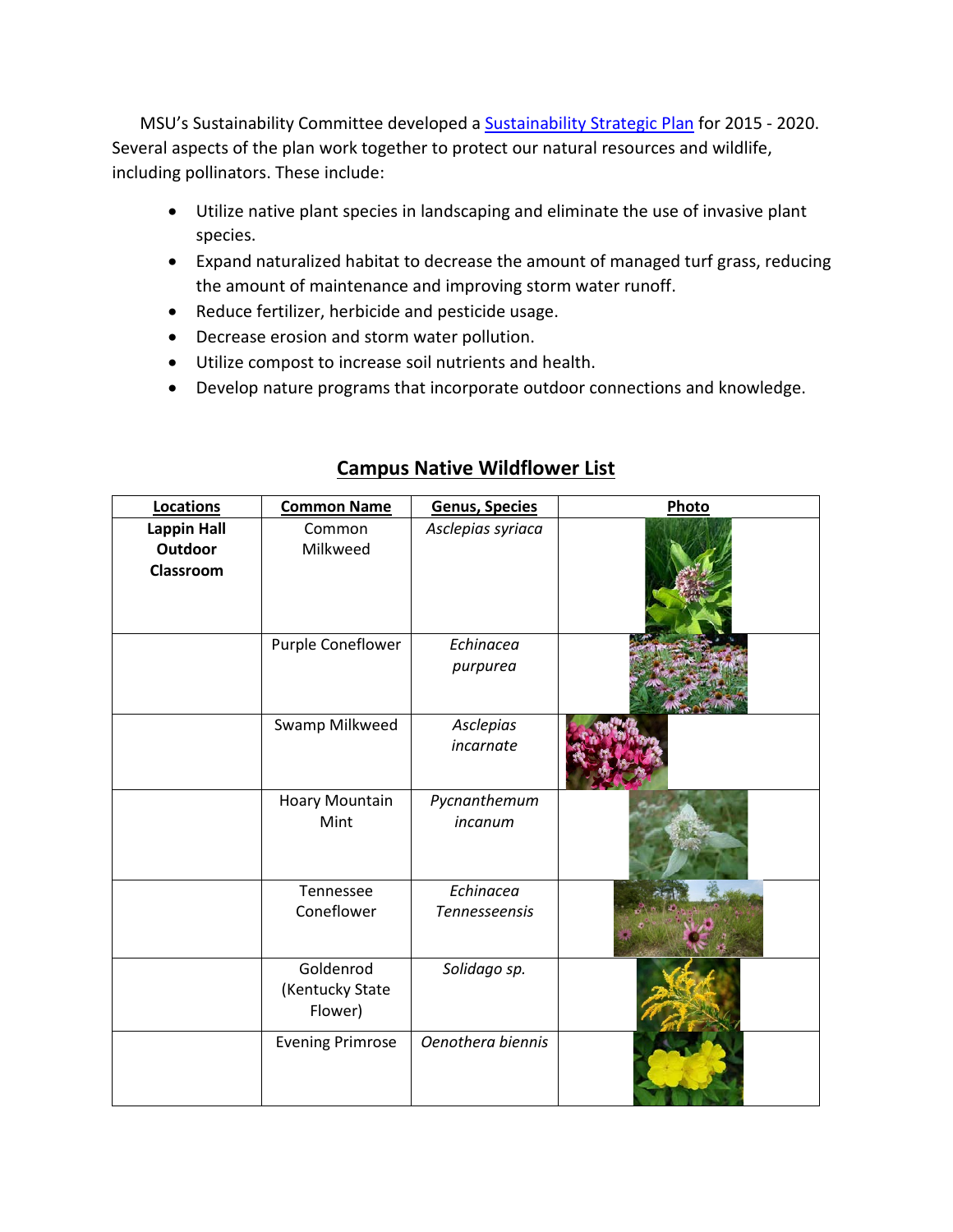MSU's Sustainability Committee developed a [Sustainability Strategic Plan](#) for 2015 - 2020. Several aspects of the plan work together to protect our natural resources and wildlife, including pollinators. These include:

- Utilize native plant species in landscaping and eliminate the use of invasive plant species.
- Expand naturalized habitat to decrease the amount of managed turf grass, reducing the amount of maintenance and improving storm water runoff.
- Reduce fertilizer, herbicide and pesticide usage.
- Decrease erosion and storm water pollution.
- Utilize compost to increase soil nutrients and health.
- Develop nature programs that incorporate outdoor connections and knowledge.

## Campus Native Wildflower List

| Locations | Common Name | Genus, Species | Photo |
|---|---|---|---|
| **Lappin Hall Outdoor Classroom** | Common Milkweed | *Asclepias syriaca* | |
| | Purple Coneflower | *Echinacea purpurea* | |
| | Swamp Milkweed | *Asclepias incarnate* | |
| | Hoary Mountain Mint | *Pycnanthemum incanum* | |
| | Tennessee Coneflower | *Echinacea Tennesseensis* | |
| | Goldenrod (Kentucky State Flower) | *Solidago sp.* | |
| | Evening Primrose | *Oenothera biennis* | |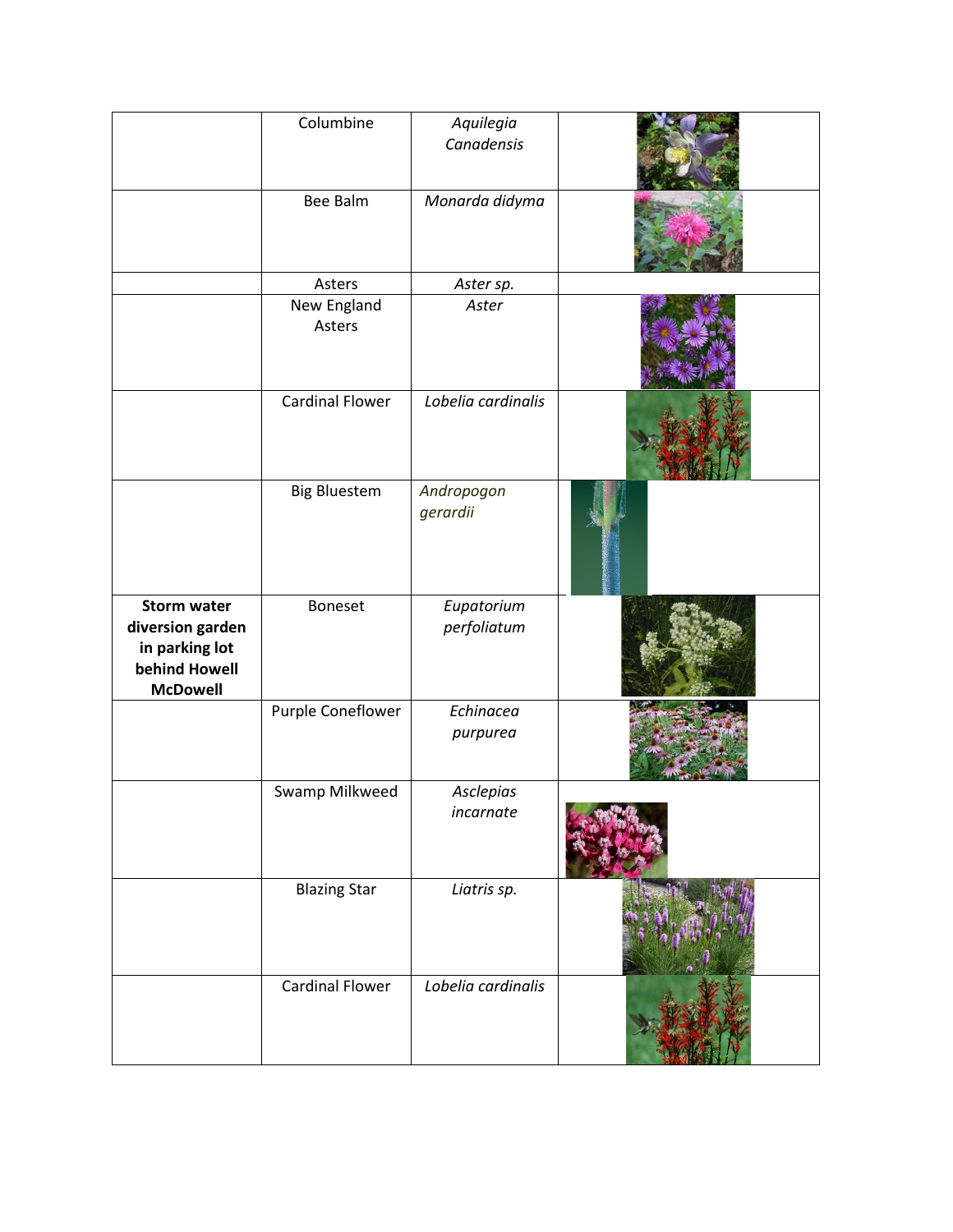| | | | |
|---|---|---|---|
| | Columbine | *Aquilegia Canadensis* | |
| | Bee Balm | *Monarda didyma* | |
| | Asters | *Aster sp.* | |
| | New England Asters | *Aster* | |
| | Cardinal Flower | *Lobelia cardinalis* | |
| | Big Bluestem | *Andropogon gerardii* | |
| **Storm water diversion garden in parking lot behind Howell McDowell** | Boneset | *Eupatorium perfoliatum* | |
| | Purple Coneflower | *Echinacea purpurea* | |
| | Swamp Milkweed | *Asclepias incarnate* | |
| | Blazing Star | *Liatris sp.* | |
| | Cardinal Flower | *Lobelia cardinalis* | |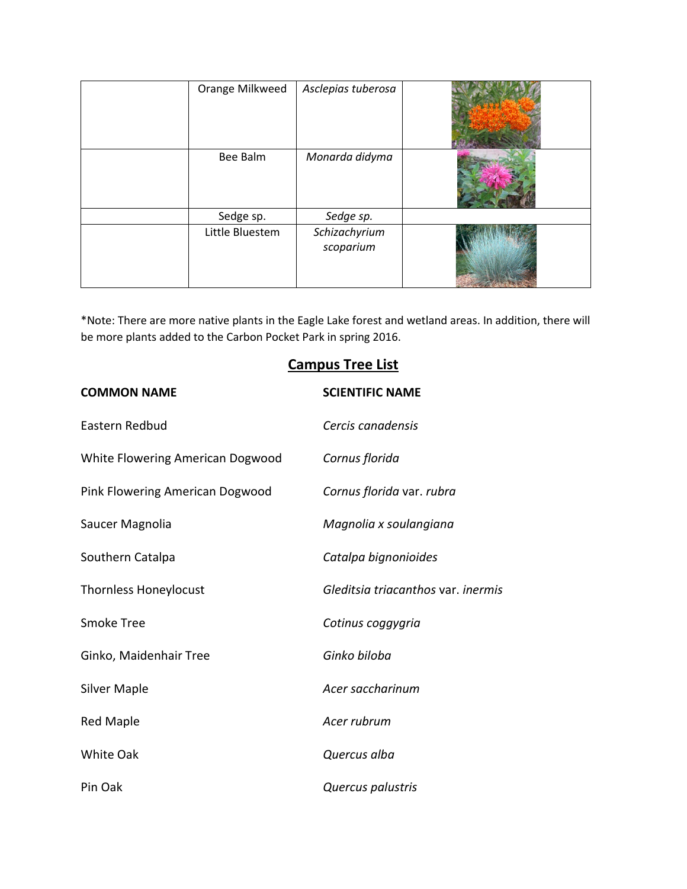| | Orange Milkweed | *Asclepias tuberosa* | |
|---|---|---|---|
| | Bee Balm | *Monarda didyma* | |
| | Sedge sp. | *Sedge sp.* | |
| | Little Bluestem | *Schizachyrium scoparium* | |

*Note: There are more native plants in the Eagle Lake forest and wetland areas. In addition, there will be more plants added to the Carbon Pocket Park in spring 2016.

## Campus Tree List

| COMMON NAME | SCIENTIFIC NAME |
|---|---|
| Eastern Redbud | *Cercis canadensis* |
| White Flowering American Dogwood | *Cornus florida* |
| Pink Flowering American Dogwood | *Cornus florida* var. *rubra* |
| Saucer Magnolia | *Magnolia x soulangiana* |
| Southern Catalpa | *Catalpa bignonioides* |
| Thornless Honeylocust | *Gleditsia triacanthos* var. *inermis* |
| Smoke Tree | *Cotinus coggygria* |
| Ginko, Maidenhair Tree | *Ginko biloba* |
| Silver Maple | *Acer saccharinum* |
| Red Maple | *Acer rubrum* |
| White Oak | *Quercus alba* |
| Pin Oak | *Quercus palustris* |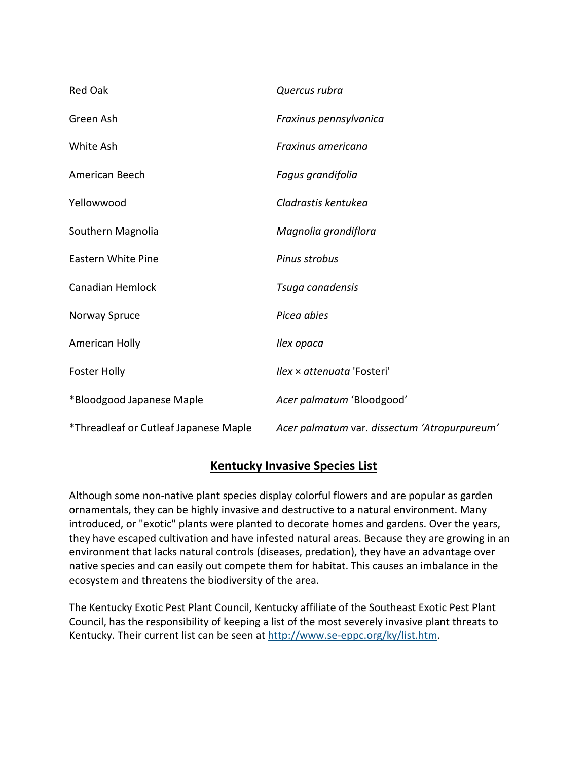| | |
|---|---|
| Red Oak | *Quercus rubra* |
| Green Ash | *Fraxinus pennsylvanica* |
| White Ash | *Fraxinus americana* |
| American Beech | *Fagus grandifolia* |
| Yellowwood | *Cladrastis kentukea* |
| Southern Magnolia | *Magnolia grandiflora* |
| Eastern White Pine | *Pinus strobus* |
| Canadian Hemlock | *Tsuga canadensis* |
| Norway Spruce | *Picea abies* |
| American Holly | *Ilex opaca* |
| Foster Holly | *Ilex × attenuata* 'Fosteri' |
| *Bloodgood Japanese Maple | *Acer palmatum* 'Bloodgood' |
| *Threadleaf or Cutleaf Japanese Maple | *Acer palmatum* var. *dissectum 'Atropurpureum'* |

## Kentucky Invasive Species List

Although some non-native plant species display colorful flowers and are popular as garden ornamentals, they can be highly invasive and destructive to a natural environment. Many introduced, or "exotic" plants were planted to decorate homes and gardens. Over the years, they have escaped cultivation and have infested natural areas. Because they are growing in an environment that lacks natural controls (diseases, predation), they have an advantage over native species and can easily out compete them for habitat. This causes an imbalance in the ecosystem and threatens the biodiversity of the area.

The Kentucky Exotic Pest Plant Council, Kentucky affiliate of the Southeast Exotic Pest Plant Council, has the responsibility of keeping a list of the most severely invasive plant threats to Kentucky. Their current list can be seen at http://www.se-eppc.org/ky/list.htm.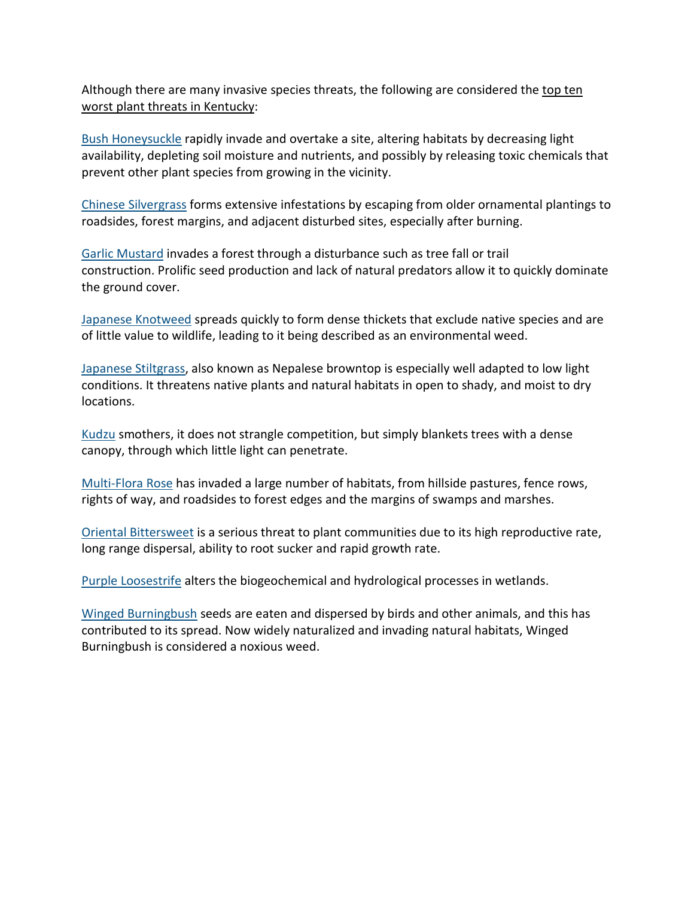Although there are many invasive species threats, the following are considered the top ten worst plant threats in Kentucky:

Bush Honeysuckle rapidly invade and overtake a site, altering habitats by decreasing light availability, depleting soil moisture and nutrients, and possibly by releasing toxic chemicals that prevent other plant species from growing in the vicinity.

Chinese Silvergrass forms extensive infestations by escaping from older ornamental plantings to roadsides, forest margins, and adjacent disturbed sites, especially after burning.

Garlic Mustard invades a forest through a disturbance such as tree fall or trail construction. Prolific seed production and lack of natural predators allow it to quickly dominate the ground cover.

Japanese Knotweed spreads quickly to form dense thickets that exclude native species and are of little value to wildlife, leading to it being described as an environmental weed.

Japanese Stiltgrass, also known as Nepalese browntop is especially well adapted to low light conditions. It threatens native plants and natural habitats in open to shady, and moist to dry locations.

Kudzu smothers, it does not strangle competition, but simply blankets trees with a dense canopy, through which little light can penetrate.

Multi-Flora Rose has invaded a large number of habitats, from hillside pastures, fence rows, rights of way, and roadsides to forest edges and the margins of swamps and marshes.

Oriental Bittersweet is a serious threat to plant communities due to its high reproductive rate, long range dispersal, ability to root sucker and rapid growth rate.

Purple Loosestrife alters the biogeochemical and hydrological processes in wetlands.

Winged Burningbush seeds are eaten and dispersed by birds and other animals, and this has contributed to its spread. Now widely naturalized and invading natural habitats, Winged Burningbush is considered a noxious weed.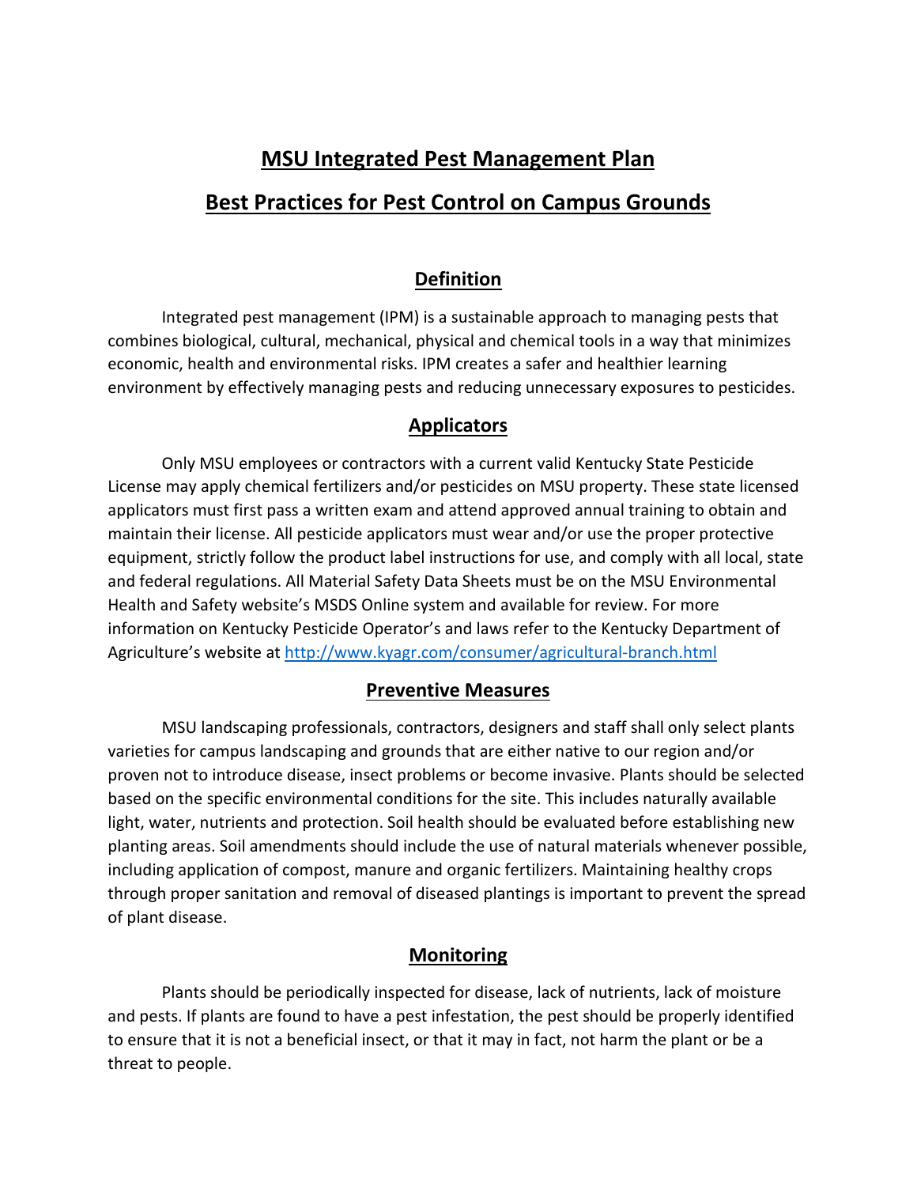# MSU Integrated Pest Management Plan

# Best Practices for Pest Control on Campus Grounds

## Definition

Integrated pest management (IPM) is a sustainable approach to managing pests that combines biological, cultural, mechanical, physical and chemical tools in a way that minimizes economic, health and environmental risks. IPM creates a safer and healthier learning environment by effectively managing pests and reducing unnecessary exposures to pesticides.

## Applicators

Only MSU employees or contractors with a current valid Kentucky State Pesticide License may apply chemical fertilizers and/or pesticides on MSU property. These state licensed applicators must first pass a written exam and attend approved annual training to obtain and maintain their license. All pesticide applicators must wear and/or use the proper protective equipment, strictly follow the product label instructions for use, and comply with all local, state and federal regulations. All Material Safety Data Sheets must be on the MSU Environmental Health and Safety website's MSDS Online system and available for review. For more information on Kentucky Pesticide Operator's and laws refer to the Kentucky Department of Agriculture's website at [http://www.kyagr.com/consumer/agricultural-branch.html](http://www.kyagr.com/consumer/agricultural-branch.html)

## Preventive Measures

MSU landscaping professionals, contractors, designers and staff shall only select plants varieties for campus landscaping and grounds that are either native to our region and/or proven not to introduce disease, insect problems or become invasive. Plants should be selected based on the specific environmental conditions for the site. This includes naturally available light, water, nutrients and protection. Soil health should be evaluated before establishing new planting areas. Soil amendments should include the use of natural materials whenever possible, including application of compost, manure and organic fertilizers. Maintaining healthy crops through proper sanitation and removal of diseased plantings is important to prevent the spread of plant disease.

## Monitoring

Plants should be periodically inspected for disease, lack of nutrients, lack of moisture and pests. If plants are found to have a pest infestation, the pest should be properly identified to ensure that it is not a beneficial insect, or that it may in fact, not harm the plant or be a threat to people.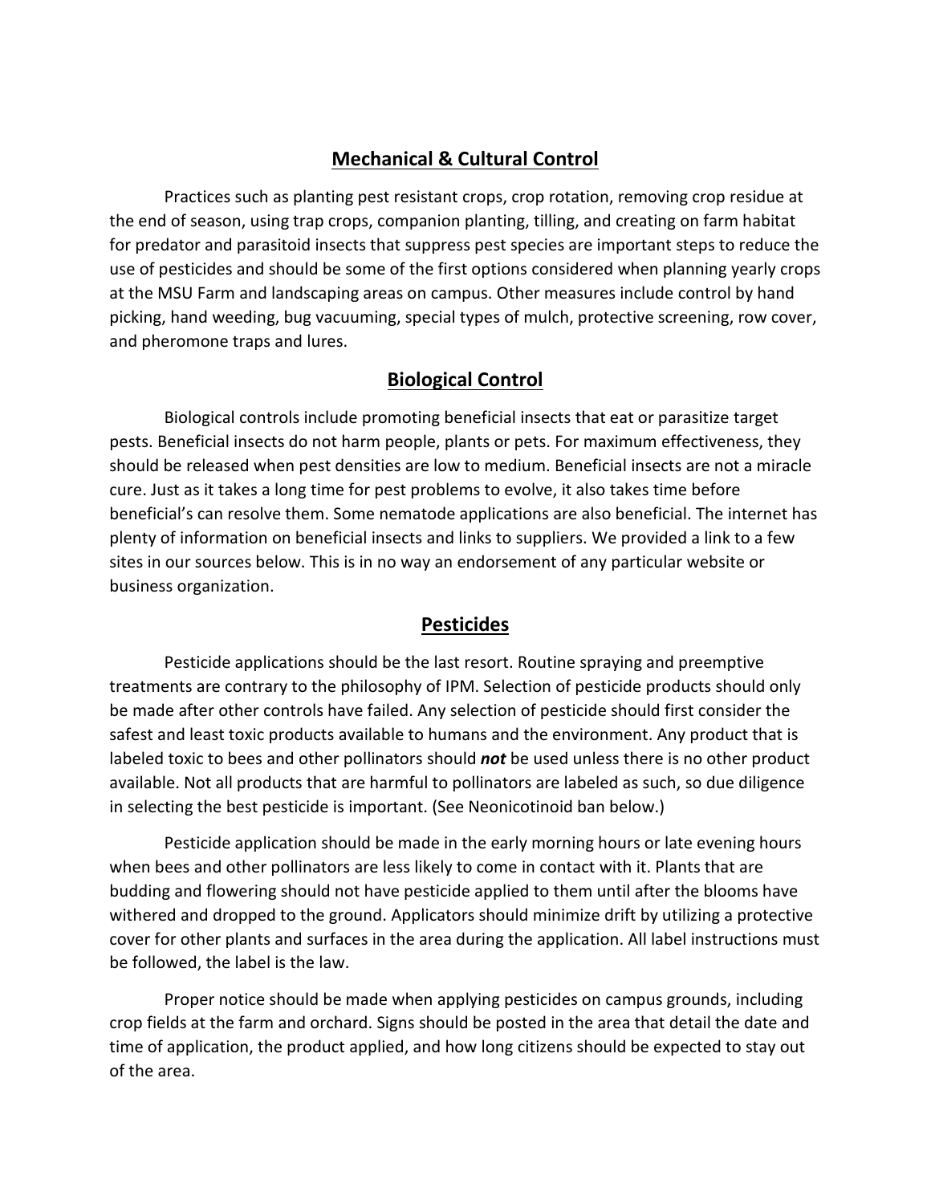## Mechanical & Cultural Control

Practices such as planting pest resistant crops, crop rotation, removing crop residue at the end of season, using trap crops, companion planting, tilling, and creating on farm habitat for predator and parasitoid insects that suppress pest species are important steps to reduce the use of pesticides and should be some of the first options considered when planning yearly crops at the MSU Farm and landscaping areas on campus. Other measures include control by hand picking, hand weeding, bug vacuuming, special types of mulch, protective screening, row cover, and pheromone traps and lures.

## Biological Control

Biological controls include promoting beneficial insects that eat or parasitize target pests. Beneficial insects do not harm people, plants or pets. For maximum effectiveness, they should be released when pest densities are low to medium. Beneficial insects are not a miracle cure. Just as it takes a long time for pest problems to evolve, it also takes time before beneficial's can resolve them. Some nematode applications are also beneficial. The internet has plenty of information on beneficial insects and links to suppliers. We provided a link to a few sites in our sources below. This is in no way an endorsement of any particular website or business organization.

## Pesticides

Pesticide applications should be the last resort. Routine spraying and preemptive treatments are contrary to the philosophy of IPM. Selection of pesticide products should only be made after other controls have failed. Any selection of pesticide should first consider the safest and least toxic products available to humans and the environment. Any product that is labeled toxic to bees and other pollinators should ***not*** be used unless there is no other product available. Not all products that are harmful to pollinators are labeled as such, so due diligence in selecting the best pesticide is important. (See Neonicotinoid ban below.)

Pesticide application should be made in the early morning hours or late evening hours when bees and other pollinators are less likely to come in contact with it. Plants that are budding and flowering should not have pesticide applied to them until after the blooms have withered and dropped to the ground. Applicators should minimize drift by utilizing a protective cover for other plants and surfaces in the area during the application. All label instructions must be followed, the label is the law.

Proper notice should be made when applying pesticides on campus grounds, including crop fields at the farm and orchard. Signs should be posted in the area that detail the date and time of application, the product applied, and how long citizens should be expected to stay out of the area.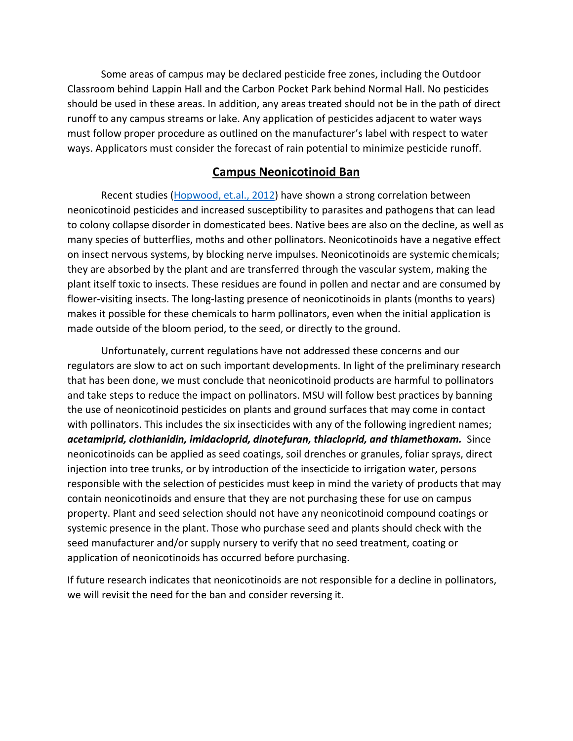Some areas of campus may be declared pesticide free zones, including the Outdoor Classroom behind Lappin Hall and the Carbon Pocket Park behind Normal Hall. No pesticides should be used in these areas. In addition, any areas treated should not be in the path of direct runoff to any campus streams or lake. Any application of pesticides adjacent to water ways must follow proper procedure as outlined on the manufacturer's label with respect to water ways. Applicators must consider the forecast of rain potential to minimize pesticide runoff.

## Campus Neonicotinoid Ban

Recent studies (Hopwood, et.al., 2012) have shown a strong correlation between neonicotinoid pesticides and increased susceptibility to parasites and pathogens that can lead to colony collapse disorder in domesticated bees. Native bees are also on the decline, as well as many species of butterflies, moths and other pollinators. Neonicotinoids have a negative effect on insect nervous systems, by blocking nerve impulses. Neonicotinoids are systemic chemicals; they are absorbed by the plant and are transferred through the vascular system, making the plant itself toxic to insects. These residues are found in pollen and nectar and are consumed by flower-visiting insects. The long-lasting presence of neonicotinoids in plants (months to years) makes it possible for these chemicals to harm pollinators, even when the initial application is made outside of the bloom period, to the seed, or directly to the ground.

Unfortunately, current regulations have not addressed these concerns and our regulators are slow to act on such important developments. In light of the preliminary research that has been done, we must conclude that neonicotinoid products are harmful to pollinators and take steps to reduce the impact on pollinators. MSU will follow best practices by banning the use of neonicotinoid pesticides on plants and ground surfaces that may come in contact with pollinators. This includes the six insecticides with any of the following ingredient names; ***acetamiprid, clothianidin, imidacloprid, dinotefuran, thiacloprid, and thiamethoxam.*** Since neonicotinoids can be applied as seed coatings, soil drenches or granules, foliar sprays, direct injection into tree trunks, or by introduction of the insecticide to irrigation water, persons responsible with the selection of pesticides must keep in mind the variety of products that may contain neonicotinoids and ensure that they are not purchasing these for use on campus property. Plant and seed selection should not have any neonicotinoid compound coatings or systemic presence in the plant. Those who purchase seed and plants should check with the seed manufacturer and/or supply nursery to verify that no seed treatment, coating or application of neonicotinoids has occurred before purchasing.

If future research indicates that neonicotinoids are not responsible for a decline in pollinators, we will revisit the need for the ban and consider reversing it.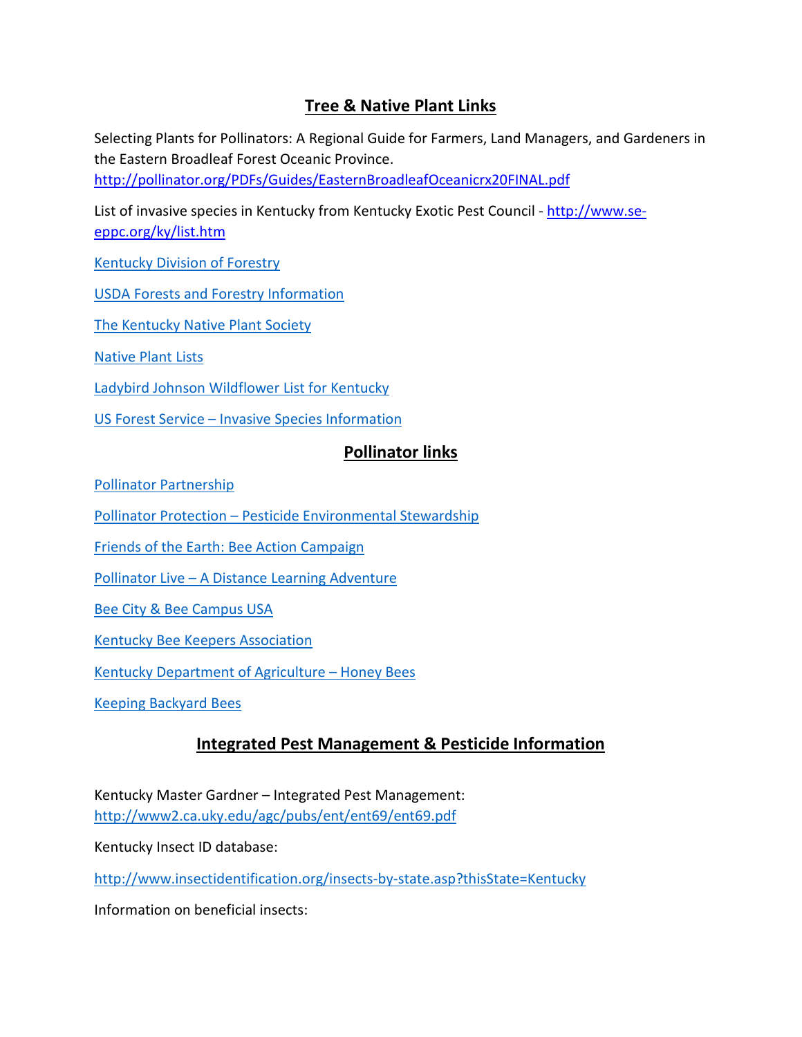## Tree & Native Plant Links

Selecting Plants for Pollinators: A Regional Guide for Farmers, Land Managers, and Gardeners in the Eastern Broadleaf Forest Oceanic Province.
http://pollinator.org/PDFs/Guides/EasternBroadleafOceanicrx20FINAL.pdf

List of invasive species in Kentucky from Kentucky Exotic Pest Council - http://www.se-eppc.org/ky/list.htm

Kentucky Division of Forestry

USDA Forests and Forestry Information

The Kentucky Native Plant Society

Native Plant Lists

Ladybird Johnson Wildflower List for Kentucky

US Forest Service – Invasive Species Information

## Pollinator links

Pollinator Partnership

Pollinator Protection – Pesticide Environmental Stewardship

Friends of the Earth: Bee Action Campaign

Pollinator Live – A Distance Learning Adventure

Bee City & Bee Campus USA

Kentucky Bee Keepers Association

Kentucky Department of Agriculture – Honey Bees

Keeping Backyard Bees

## Integrated Pest Management & Pesticide Information

Kentucky Master Gardner – Integrated Pest Management:
http://www2.ca.uky.edu/agc/pubs/ent/ent69/ent69.pdf

Kentucky Insect ID database:

http://www.insectidentification.org/insects-by-state.asp?thisState=Kentucky

Information on beneficial insects: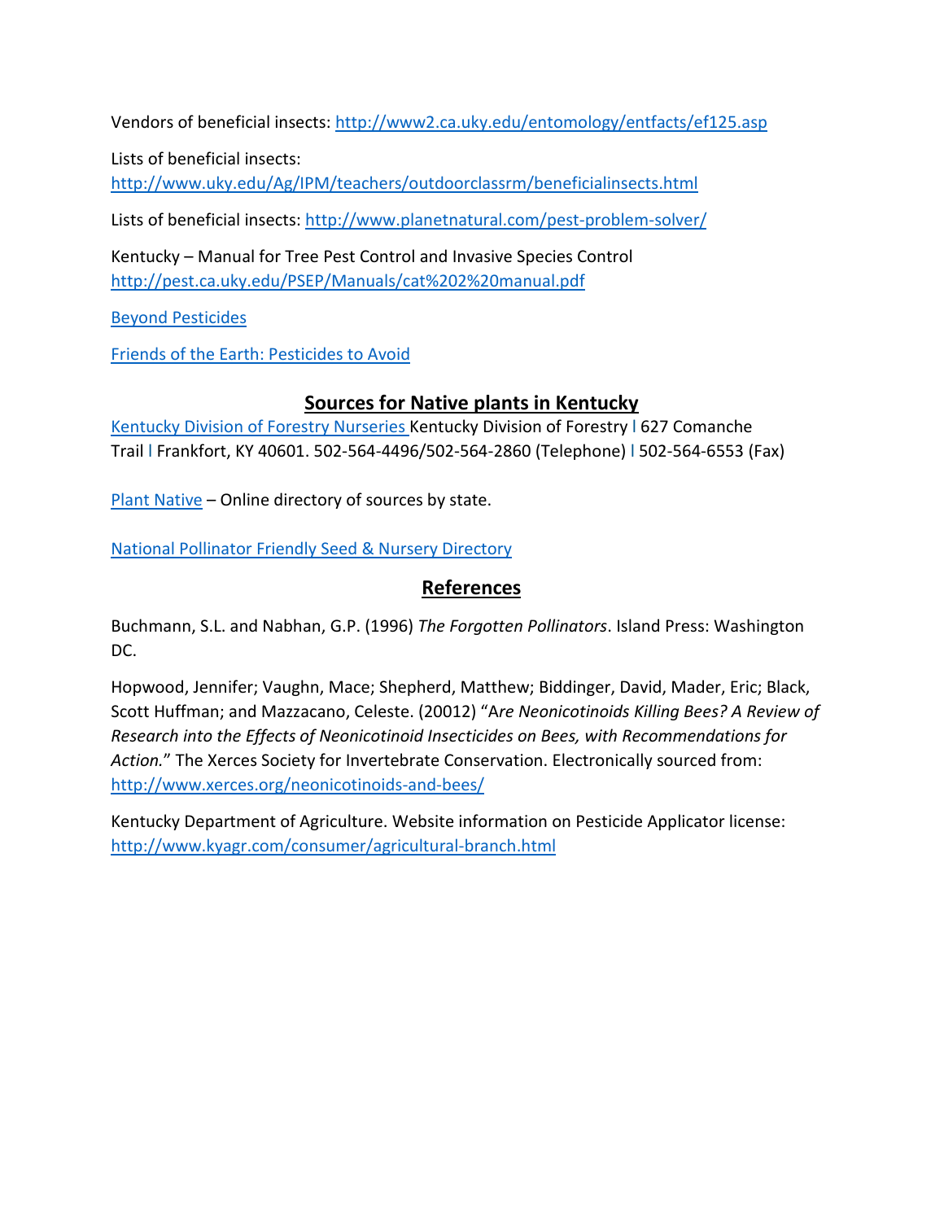Vendors of beneficial insects: http://www2.ca.uky.edu/entomology/entfacts/ef125.asp

Lists of beneficial insects: http://www.uky.edu/Ag/IPM/teachers/outdoorclassrm/beneficialinsects.html

Lists of beneficial insects: http://www.planetnatural.com/pest-problem-solver/

Kentucky – Manual for Tree Pest Control and Invasive Species Control http://pest.ca.uky.edu/PSEP/Manuals/cat%202%20manual.pdf

Beyond Pesticides

Friends of the Earth: Pesticides to Avoid

## Sources for Native plants in Kentucky

Kentucky Division of Forestry Nurseries Kentucky Division of Forestry l 627 Comanche Trail l Frankfort, KY 40601. 502-564-4496/502-564-2860 (Telephone) l 502-564-6553 (Fax)

Plant Native – Online directory of sources by state.

National Pollinator Friendly Seed & Nursery Directory

## References

Buchmann, S.L. and Nabhan, G.P. (1996) *The Forgotten Pollinators*. Island Press: Washington DC.

Hopwood, Jennifer; Vaughn, Mace; Shepherd, Matthew; Biddinger, David, Mader, Eric; Black, Scott Huffman; and Mazzacano, Celeste. (20012) "A*re Neonicotinoids Killing Bees? A Review of Research into the Effects of Neonicotinoid Insecticides on Bees, with Recommendations for Action.*" The Xerces Society for Invertebrate Conservation. Electronically sourced from: http://www.xerces.org/neonicotinoids-and-bees/

Kentucky Department of Agriculture. Website information on Pesticide Applicator license: http://www.kyagr.com/consumer/agricultural-branch.html